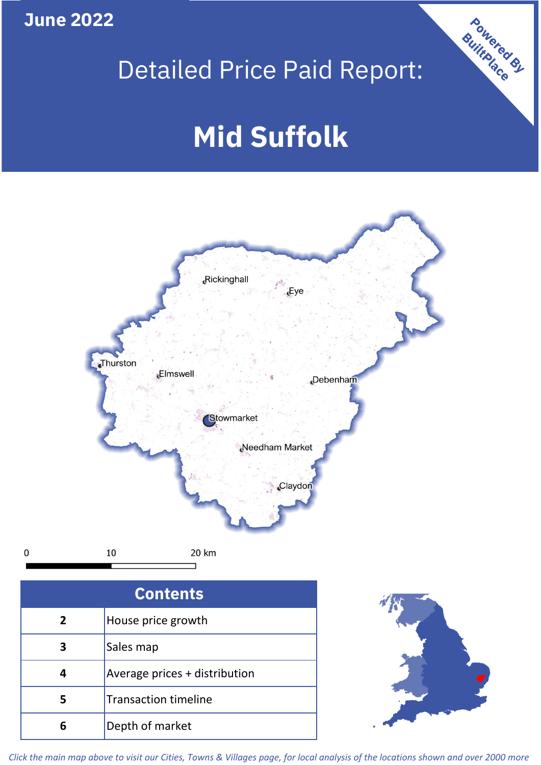June 2022

Powered By BuiltPlace

# Detailed Price Paid Report:

# Mid Suffolk

Rickinghall
Eye
Thurston
Elmswell
Debenham
Stowmarket
Needham Market
Claydon

0 10 20 km

| Contents | |
|---|---|
| 2 | House price growth |
| 3 | Sales map |
| 4 | Average prices + distribution |
| 5 | Transaction timeline |
| 6 | Depth of market |

*Click the main map above to visit our Cities, Towns & Villages page, for local analysis of the locations shown and over 2000 more*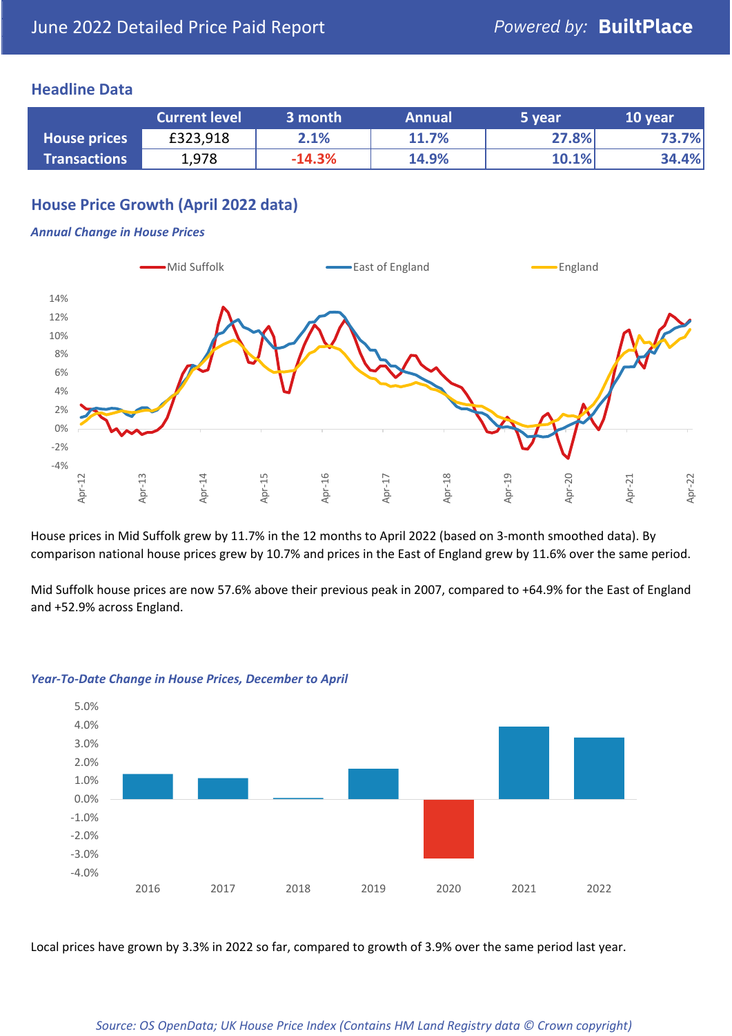# June 2022 Detailed Price Paid Report

*Powered by:* **BuiltPlace**

## Headline Data

| | Current level | 3 month | Annual | 5 year | 10 year |
|---|---|---|---|---|---|
| **House prices** | £323,918 | 2.1% | 11.7% | 27.8% | 73.7% |
| **Transactions** | 1,978 | -14.3% | 14.9% | 10.1% | 34.4% |

## House Price Growth (April 2022 data)

***Annual Change in House Prices***

House prices in Mid Suffolk grew by 11.7% in the 12 months to April 2022 (based on 3-month smoothed data). By comparison national house prices grew by 10.7% and prices in the East of England grew by 11.6% over the same period.

Mid Suffolk house prices are now 57.6% above their previous peak in 2007, compared to +64.9% for the East of England and +52.9% across England.

***Year-To-Date Change in House Prices, December to April***

Local prices have grown by 3.3% in 2022 so far, compared to growth of 3.9% over the same period last year.

*Source: OS OpenData; UK House Price Index (Contains HM Land Registry data © Crown copyright)*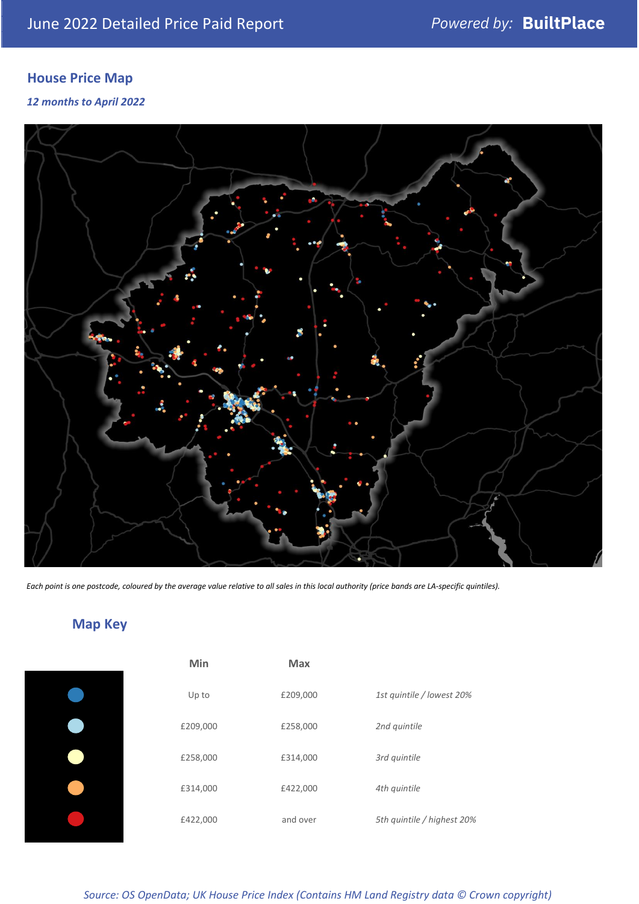June 2022 Detailed Price Paid Report

Powered by: **BuiltPlace**

## House Price Map

*12 months to April 2022*

*Each point is one postcode, coloured by the average value relative to all sales in this local authority (price bands are LA-specific quintiles).*

## Map Key

| | Min | Max | |
|---|---|---|---|
| (dark blue) | Up to | £209,000 | *1st quintile / lowest 20%* |
| (light blue) | £209,000 | £258,000 | *2nd quintile* |
| (pale yellow) | £258,000 | £314,000 | *3rd quintile* |
| (orange) | £314,000 | £422,000 | *4th quintile* |
| (red) | £422,000 | and over | *5th quintile / highest 20%* |

*Source: OS OpenData; UK House Price Index (Contains HM Land Registry data © Crown copyright)*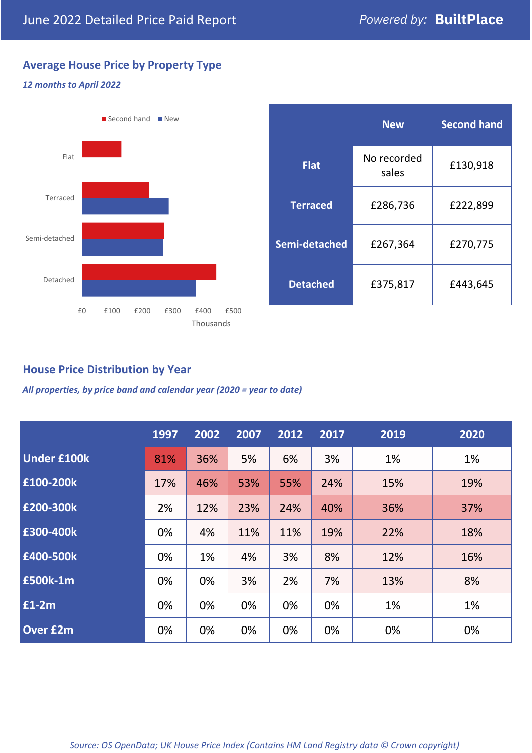June 2022 Detailed Price Paid Report — *Powered by:* **BuiltPlace**

## Average House Price by Property Type

***12 months to April 2022***

Second hand / New

Flat

Terraced

Semi-detached

Detached

£0 £100 £200 £300 £400 £500

Thousands

| | New | Second hand |
|---|---|---|
| **Flat** | No recorded sales | £130,918 |
| **Terraced** | £286,736 | £222,899 |
| **Semi-detached** | £267,364 | £270,775 |
| **Detached** | £375,817 | £443,645 |

## House Price Distribution by Year

***All properties, by price band and calendar year (2020 = year to date)***

| | 1997 | 2002 | 2007 | 2012 | 2017 | 2019 | 2020 |
|---|---|---|---|---|---|---|---|
| **Under £100k** | 81% | 36% | 5% | 6% | 3% | 1% | 1% |
| **£100-200k** | 17% | 46% | 53% | 55% | 24% | 15% | 19% |
| **£200-300k** | 2% | 12% | 23% | 24% | 40% | 36% | 37% |
| **£300-400k** | 0% | 4% | 11% | 11% | 19% | 22% | 18% |
| **£400-500k** | 0% | 1% | 4% | 3% | 8% | 12% | 16% |
| **£500k-1m** | 0% | 0% | 3% | 2% | 7% | 13% | 8% |
| **£1-2m** | 0% | 0% | 0% | 0% | 0% | 1% | 1% |
| **Over £2m** | 0% | 0% | 0% | 0% | 0% | 0% | 0% |

*Source: OS OpenData; UK House Price Index (Contains HM Land Registry data © Crown copyright)*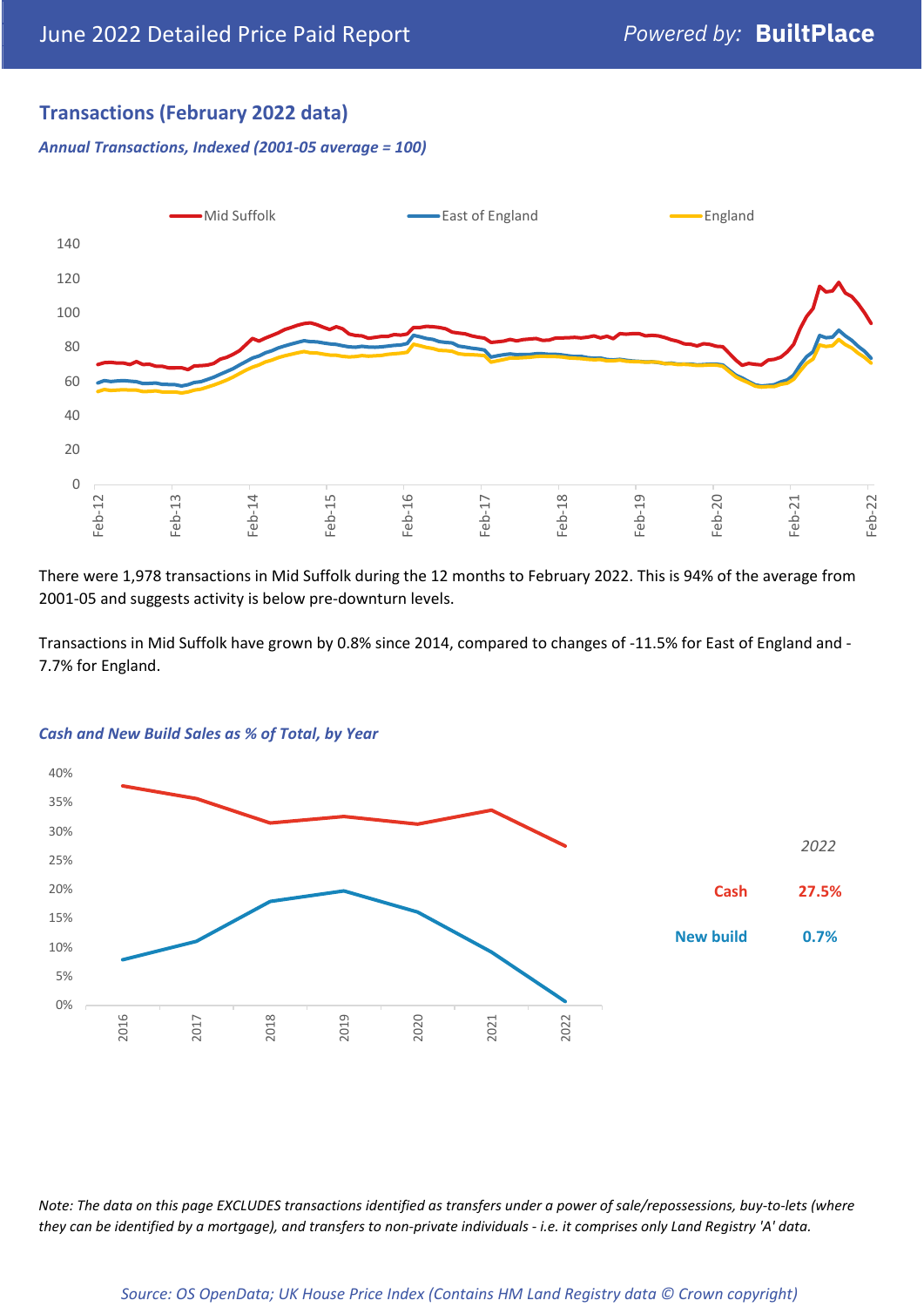# June 2022 Detailed Price Paid Report

## Transactions (February 2022 data)

*Annual Transactions, Indexed (2001-05 average = 100)*

There were 1,978 transactions in Mid Suffolk during the 12 months to February 2022. This is 94% of the average from 2001-05 and suggests activity is below pre-downturn levels.

Transactions in Mid Suffolk have grown by 0.8% since 2014, compared to changes of -11.5% for East of England and -7.7% for England.

*Cash and New Build Sales as % of Total, by Year*

| 2022 | |
|---|---|
| Cash | 27.5% |
| New build | 0.7% |

*Note: The data on this page EXCLUDES transactions identified as transfers under a power of sale/repossessions, buy-to-lets (where they can be identified by a mortgage), and transfers to non-private individuals - i.e. it comprises only Land Registry 'A' data.*

*Source: OS OpenData; UK House Price Index (Contains HM Land Registry data © Crown copyright)*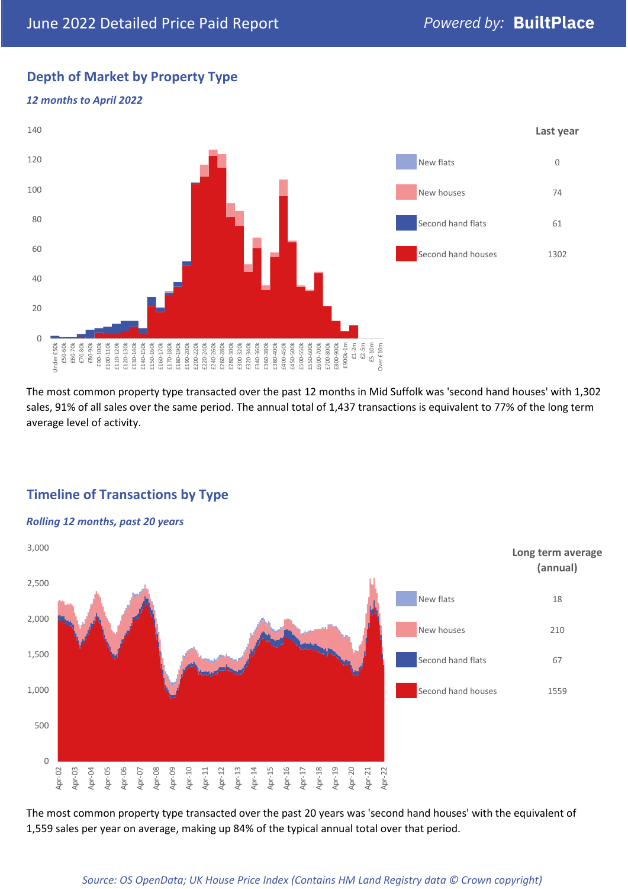June 2022 Detailed Price Paid Report

Powered by: **BuiltPlace**

## Depth of Market by Property Type

*12 months to April 2022*

140
120
100
80
60
40
20
0

Under £50k, £50-60k, £60-70k, £70-80k, £80-90k, £90-100k, £100-110k, £110-120k, £120-130k, £130-140k, £140-150k, £150-160k, £160-170k, £170-180k, £180-190k, £190-200k, £200-220k, £220-240k, £240-260k, £260-280k, £280-300k, £300-320k, £320-340k, £340-360k, £360-380k, £380-400k, £400-450k, £450-500k, £500-550k, £550-600k, £600-700k, £700-800k, £800-900k, £900k-1m, £1-2m, £2-5m, £5-10m, Over £10m

Last year

New flats 0

New houses 74

Second hand flats 61

Second hand houses 1302

The most common property type transacted over the past 12 months in Mid Suffolk was 'second hand houses' with 1,302 sales, 91% of all sales over the same period. The annual total of 1,437 transactions is equivalent to 77% of the long term average level of activity.

## Timeline of Transactions by Type

*Rolling 12 months, past 20 years*

3,000
2,500
2,000
1,500
1,000
500
0

Apr-02, Apr-03, Apr-04, Apr-05, Apr-06, Apr-07, Apr-08, Apr-09, Apr-10, Apr-11, Apr-12, Apr-13, Apr-14, Apr-15, Apr-16, Apr-17, Apr-18, Apr-19, Apr-20, Apr-21, Apr-22

Long term average (annual)

New flats 18

New houses 210

Second hand flats 67

Second hand houses 1559

The most common property type transacted over the past 20 years was 'second hand houses' with the equivalent of 1,559 sales per year on average, making up 84% of the typical annual total over that period.

*Source: OS OpenData; UK House Price Index (Contains HM Land Registry data © Crown copyright)*